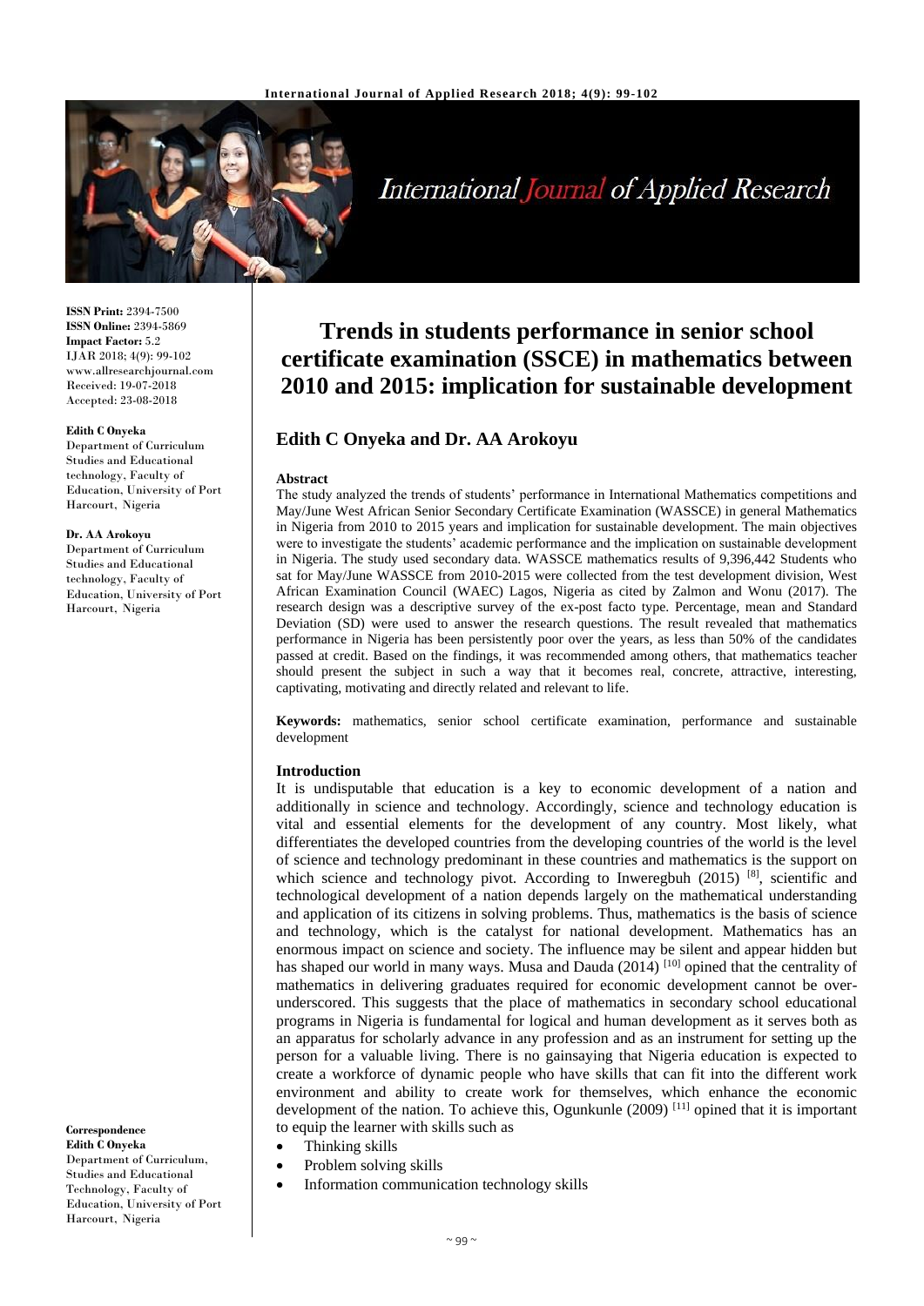**ISSN Print:** 2394-7500
**ISSN Online:** 2394-5869
**Impact Factor:** 5.2
IJAR 2018; 4(9): 99-102
www.allresearchjournal.com
Received: 19-07-2018
Accepted: 23-08-2018

**Edith C Onyeka**
Department of Curriculum Studies and Educational technology, Faculty of Education, University of Port Harcourt, Nigeria

**Dr. AA Arokoyu**
Department of Curriculum Studies and Educational technology, Faculty of Education, University of Port Harcourt, Nigeria

**Correspondence**
**Edith C Onyeka**
Department of Curriculum, Studies and Educational Technology, Faculty of Education, University of Port Harcourt, Nigeria

# Trends in students performance in senior school certificate examination (SSCE) in mathematics between 2010 and 2015: implication for sustainable development

## Edith C Onyeka and Dr. AA Arokoyu

### Abstract

The study analyzed the trends of students' performance in International Mathematics competitions and May/June West African Senior Secondary Certificate Examination (WASSCE) in general Mathematics in Nigeria from 2010 to 2015 years and implication for sustainable development. The main objectives were to investigate the students' academic performance and the implication on sustainable development in Nigeria. The study used secondary data. WASSCE mathematics results of 9,396,442 Students who sat for May/June WASSCE from 2010-2015 were collected from the test development division, West African Examination Council (WAEC) Lagos, Nigeria as cited by Zalmon and Wonu (2017). The research design was a descriptive survey of the ex-post facto type. Percentage, mean and Standard Deviation (SD) were used to answer the research questions. The result revealed that mathematics performance in Nigeria has been persistently poor over the years, as less than 50% of the candidates passed at credit. Based on the findings, it was recommended among others, that mathematics teacher should present the subject in such a way that it becomes real, concrete, attractive, interesting, captivating, motivating and directly related and relevant to life.

**Keywords:** mathematics, senior school certificate examination, performance and sustainable development

### Introduction

It is undisputable that education is a key to economic development of a nation and additionally in science and technology. Accordingly, science and technology education is vital and essential elements for the development of any country. Most likely, what differentiates the developed countries from the developing countries of the world is the level of science and technology predominant in these countries and mathematics is the support on which science and technology pivot. According to Inweregbuh (2015) [8], scientific and technological development of a nation depends largely on the mathematical understanding and application of its citizens in solving problems. Thus, mathematics is the basis of science and technology, which is the catalyst for national development. Mathematics has an enormous impact on science and society. The influence may be silent and appear hidden but has shaped our world in many ways. Musa and Dauda (2014) [10] opined that the centrality of mathematics in delivering graduates required for economic development cannot be over-underscored. This suggests that the place of mathematics in secondary school educational programs in Nigeria is fundamental for logical and human development as it serves both as an apparatus for scholarly advance in any profession and as an instrument for setting up the person for a valuable living. There is no gainsaying that Nigeria education is expected to create a workforce of dynamic people who have skills that can fit into the different work environment and ability to create work for themselves, which enhance the economic development of the nation. To achieve this, Ogunkunle (2009) [11] opined that it is important to equip the learner with skills such as

- Thinking skills
- Problem solving skills
- Information communication technology skills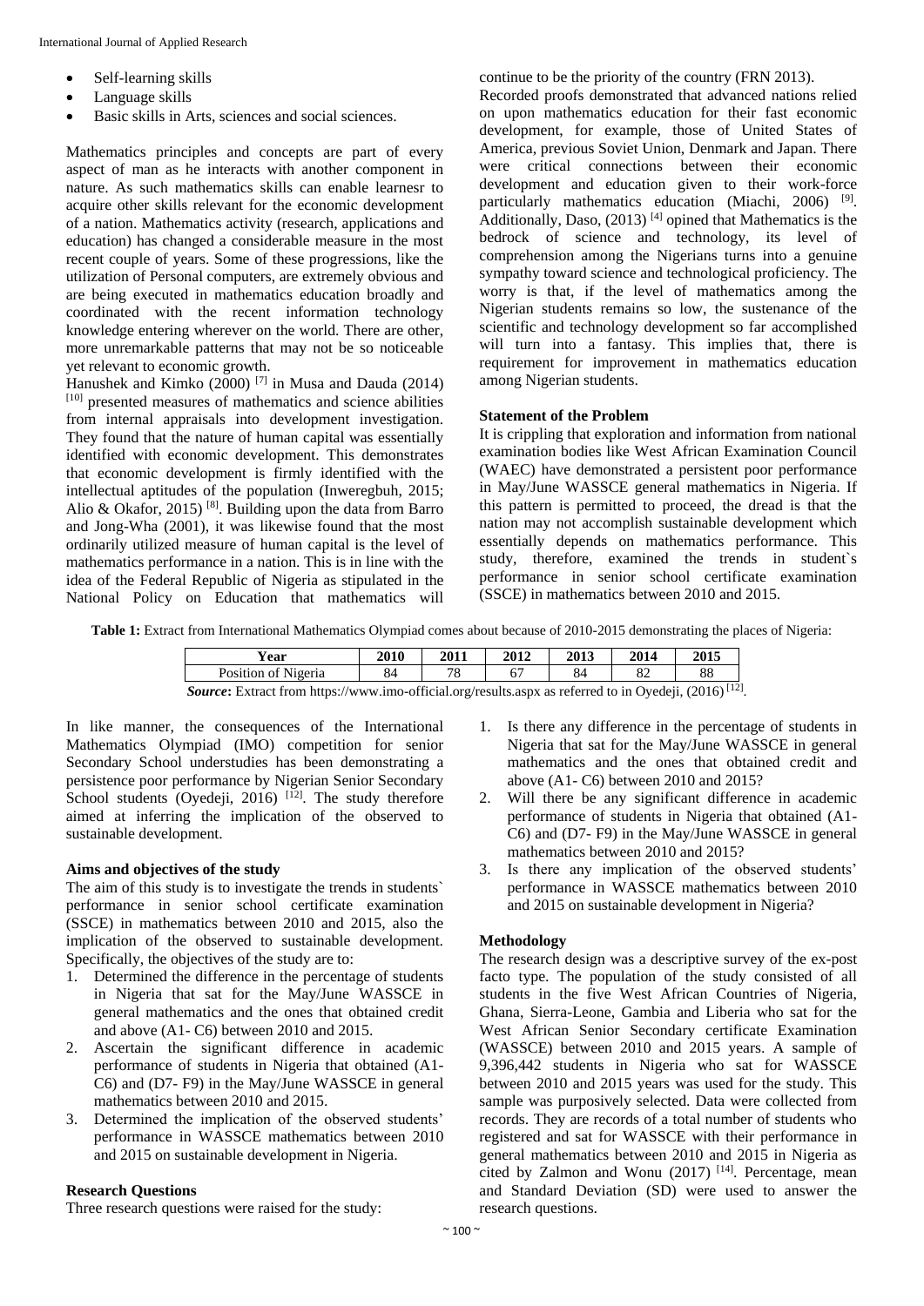- Self-learning skills
- Language skills
- Basic skills in Arts, sciences and social sciences.

Mathematics principles and concepts are part of every aspect of man as he interacts with another component in nature. As such mathematics skills can enable learnesr to acquire other skills relevant for the economic development of a nation. Mathematics activity (research, applications and education) has changed a considerable measure in the most recent couple of years. Some of these progressions, like the utilization of Personal computers, are extremely obvious and are being executed in mathematics education broadly and coordinated with the recent information technology knowledge entering wherever on the world. There are other, more unremarkable patterns that may not be so noticeable yet relevant to economic growth.

Hanushek and Kimko (2000) [7] in Musa and Dauda (2014) [10] presented measures of mathematics and science abilities from internal appraisals into development investigation. They found that the nature of human capital was essentially identified with economic development. This demonstrates that economic development is firmly identified with the intellectual aptitudes of the population (Inweregbuh, 2015; Alio & Okafor, 2015) [8]. Building upon the data from Barro and Jong-Wha (2001), it was likewise found that the most ordinarily utilized measure of human capital is the level of mathematics performance in a nation. This is in line with the idea of the Federal Republic of Nigeria as stipulated in the National Policy on Education that mathematics will continue to be the priority of the country (FRN 2013).

Recorded proofs demonstrated that advanced nations relied on upon mathematics education for their fast economic development, for example, those of United States of America, previous Soviet Union, Denmark and Japan. There were critical connections between their economic development and education given to their work-force particularly mathematics education (Miachi, 2006) [9]. Additionally, Daso, (2013) [4] opined that Mathematics is the bedrock of science and technology, its level of comprehension among the Nigerians turns into a genuine sympathy toward science and technological proficiency. The worry is that, if the level of mathematics among the Nigerian students remains so low, the sustenance of the scientific and technology development so far accomplished will turn into a fantasy. This implies that, there is requirement for improvement in mathematics education among Nigerian students.

### Statement of the Problem

It is crippling that exploration and information from national examination bodies like West African Examination Council (WAEC) have demonstrated a persistent poor performance in May/June WASSCE general mathematics in Nigeria. If this pattern is permitted to proceed, the dread is that the nation may not accomplish sustainable development which essentially depends on mathematics performance. This study, therefore, examined the trends in student`s performance in senior school certificate examination (SSCE) in mathematics between 2010 and 2015.

**Table 1:** Extract from International Mathematics Olympiad comes about because of 2010-2015 demonstrating the places of Nigeria:

| Year | 2010 | 2011 | 2012 | 2013 | 2014 | 2015 |
|---|---|---|---|---|---|---|
| Position of Nigeria | 84 | 78 | 67 | 84 | 82 | 88 |

***Source***: Extract from https://www.imo-official.org/results.aspx as referred to in Oyedeji, (2016) [12].

In like manner, the consequences of the International Mathematics Olympiad (IMO) competition for senior Secondary School understudies has been demonstrating a persistence poor performance by Nigerian Senior Secondary School students (Oyedeji, 2016) [12]. The study therefore aimed at inferring the implication of the observed to sustainable development.

### Aims and objectives of the study

The aim of this study is to investigate the trends in students` performance in senior school certificate examination (SSCE) in mathematics between 2010 and 2015, also the implication of the observed to sustainable development. Specifically, the objectives of the study are to:

1. Determined the difference in the percentage of students in Nigeria that sat for the May/June WASSCE in general mathematics and the ones that obtained credit and above (A1- C6) between 2010 and 2015.
2. Ascertain the significant difference in academic performance of students in Nigeria that obtained (A1-C6) and (D7- F9) in the May/June WASSCE in general mathematics between 2010 and 2015.
3. Determined the implication of the observed students' performance in WASSCE mathematics between 2010 and 2015 on sustainable development in Nigeria.

### Research Questions

Three research questions were raised for the study:

1. Is there any difference in the percentage of students in Nigeria that sat for the May/June WASSCE in general mathematics and the ones that obtained credit and above (A1- C6) between 2010 and 2015?
2. Will there be any significant difference in academic performance of students in Nigeria that obtained (A1-C6) and (D7- F9) in the May/June WASSCE in general mathematics between 2010 and 2015?
3. Is there any implication of the observed students' performance in WASSCE mathematics between 2010 and 2015 on sustainable development in Nigeria?

### Methodology

The research design was a descriptive survey of the ex-post facto type. The population of the study consisted of all students in the five West African Countries of Nigeria, Ghana, Sierra-Leone, Gambia and Liberia who sat for the West African Senior Secondary certificate Examination (WASSCE) between 2010 and 2015 years. A sample of 9,396,442 students in Nigeria who sat for WASSCE between 2010 and 2015 years was used for the study. This sample was purposively selected. Data were collected from records. They are records of a total number of students who registered and sat for WASSCE with their performance in general mathematics between 2010 and 2015 in Nigeria as cited by Zalmon and Wonu (2017) [14]. Percentage, mean and Standard Deviation (SD) were used to answer the research questions.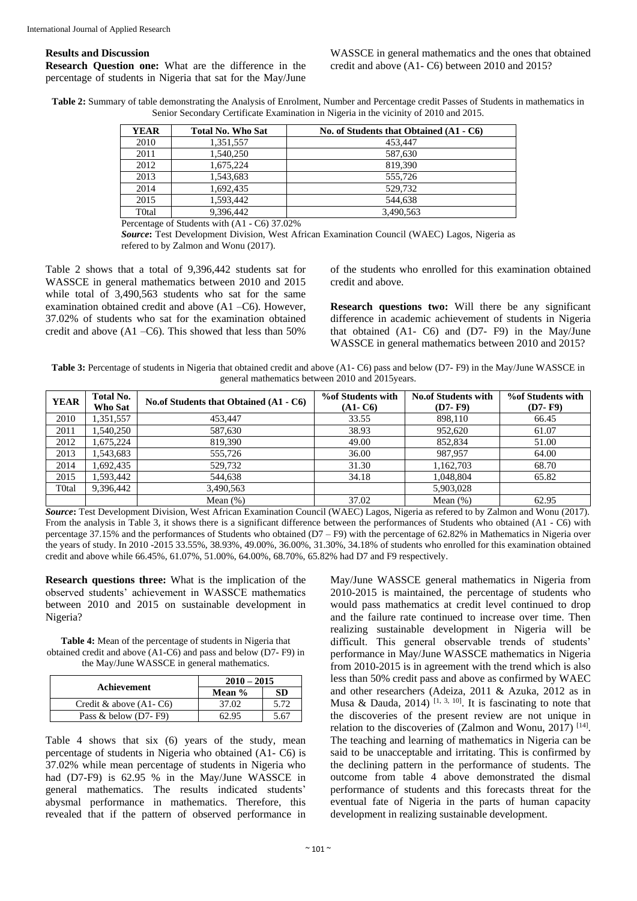## Results and Discussion

**Research Question one:** What are the difference in the percentage of students in Nigeria that sat for the May/June WASSCE in general mathematics and the ones that obtained credit and above (A1- C6) between 2010 and 2015?

**Table 2:** Summary of table demonstrating the Analysis of Enrolment, Number and Percentage credit Passes of Students in mathematics in Senior Secondary Certificate Examination in Nigeria in the vicinity of 2010 and 2015.

| YEAR | Total No. Who Sat | No. of Students that Obtained (A1 - C6) |
|---|---|---|
| 2010 | 1,351,557 | 453,447 |
| 2011 | 1,540,250 | 587,630 |
| 2012 | 1,675,224 | 819,390 |
| 2013 | 1,543,683 | 555,726 |
| 2014 | 1,692,435 | 529,732 |
| 2015 | 1,593,442 | 544,638 |
| T0tal | 9,396,442 | 3,490,563 |

Percentage of Students with (A1 - C6) 37.02%

***Source*:** Test Development Division, West African Examination Council (WAEC) Lagos, Nigeria as refered to by Zalmon and Wonu (2017).

Table 2 shows that a total of 9,396,442 students sat for WASSCE in general mathematics between 2010 and 2015 while total of 3,490,563 students who sat for the same examination obtained credit and above (A1 –C6). However, 37.02% of students who sat for the examination obtained credit and above (A1 –C6). This showed that less than 50% of the students who enrolled for this examination obtained credit and above.

**Research questions two:** Will there be any significant difference in academic achievement of students in Nigeria that obtained (A1- C6) and (D7- F9) in the May/June WASSCE in general mathematics between 2010 and 2015?

**Table 3:** Percentage of students in Nigeria that obtained credit and above (A1- C6) pass and below (D7- F9) in the May/June WASSCE in general mathematics between 2010 and 2015years.

| YEAR | Total No. Who Sat | No.of Students that Obtained (A1 - C6) | %of Students with (A1- C6) | No.of Students with (D7- F9) | %of Students with (D7- F9) |
|---|---|---|---|---|---|
| 2010 | 1,351,557 | 453,447 | 33.55 | 898,110 | 66.45 |
| 2011 | 1,540,250 | 587,630 | 38.93 | 952,620 | 61.07 |
| 2012 | 1,675,224 | 819,390 | 49.00 | 852,834 | 51.00 |
| 2013 | 1,543,683 | 555,726 | 36.00 | 987,957 | 64.00 |
| 2014 | 1,692,435 | 529,732 | 31.30 | 1,162,703 | 68.70 |
| 2015 | 1,593,442 | 544,638 | 34.18 | 1,048,804 | 65.82 |
| T0tal | 9,396,442 | 3,490,563 | | 5,903,028 | |
| | | Mean (%) | 37.02 | Mean (%) | 62.95 |

***Source*:** Test Development Division, West African Examination Council (WAEC) Lagos, Nigeria as refered to by Zalmon and Wonu (2017).

From the analysis in Table 3, it shows there is a significant difference between the performances of Students who obtained (A1 - C6) with percentage 37.15% and the performances of Students who obtained (D7 – F9) with the percentage of 62.82% in Mathematics in Nigeria over the years of study. In 2010 -2015 33.55%, 38.93%, 49.00%, 36.00%, 31.30%, 34.18% of students who enrolled for this examination obtained credit and above while 66.45%, 61.07%, 51.00%, 64.00%, 68.70%, 65.82% had D7 and F9 respectively.

**Research questions three:** What is the implication of the observed students' achievement in WASSCE mathematics between 2010 and 2015 on sustainable development in Nigeria?

**Table 4:** Mean of the percentage of students in Nigeria that obtained credit and above (A1-C6) and pass and below (D7- F9) in the May/June WASSCE in general mathematics.

| Achievement | 2010 – 2015 | |
|---|---|---|
| | Mean % | SD |
| Credit & above (A1- C6) | 37.02 | 5.72 |
| Pass & below (D7- F9) | 62.95 | 5.67 |

Table 4 shows that six (6) years of the study, mean percentage of students in Nigeria who obtained (A1- C6) is 37.02% while mean percentage of students in Nigeria who had (D7-F9) is 62.95 % in the May/June WASSCE in general mathematics. The results indicated students' abysmal performance in mathematics. Therefore, this revealed that if the pattern of observed performance in May/June WASSCE general mathematics in Nigeria from 2010-2015 is maintained, the percentage of students who would pass mathematics at credit level continued to drop and the failure rate continued to increase over time. Then realizing sustainable development in Nigeria will be difficult. This general observable trends of students' performance in May/June WASSCE mathematics in Nigeria from 2010-2015 is in agreement with the trend which is also less than 50% credit pass and above as confirmed by WAEC and other researchers (Adeiza, 2011 & Azuka, 2012 as in Musa & Dauda, 2014) [1, 3, 10]. It is fascinating to note that the discoveries of the present review are not unique in relation to the discoveries of (Zalmon and Wonu, 2017) [14]. The teaching and learning of mathematics in Nigeria can be said to be unacceptable and irritating. This is confirmed by the declining pattern in the performance of students. The outcome from table 4 above demonstrated the dismal performance of students and this forecasts threat for the eventual fate of Nigeria in the parts of human capacity development in realizing sustainable development.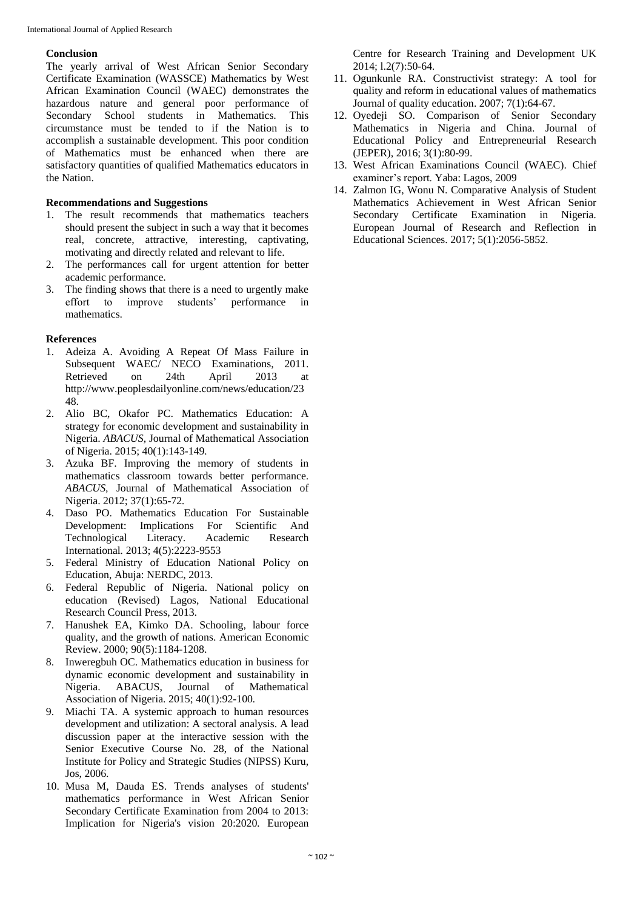## Conclusion

The yearly arrival of West African Senior Secondary Certificate Examination (WASSCE) Mathematics by West African Examination Council (WAEC) demonstrates the hazardous nature and general poor performance of Secondary School students in Mathematics. This circumstance must be tended to if the Nation is to accomplish a sustainable development. This poor condition of Mathematics must be enhanced when there are satisfactory quantities of qualified Mathematics educators in the Nation.

## Recommendations and Suggestions

1. The result recommends that mathematics teachers should present the subject in such a way that it becomes real, concrete, attractive, interesting, captivating, motivating and directly related and relevant to life.
2. The performances call for urgent attention for better academic performance.
3. The finding shows that there is a need to urgently make effort to improve students' performance in mathematics.

## References

1. Adeiza A. Avoiding A Repeat Of Mass Failure in Subsequent WAEC/ NECO Examinations, 2011. Retrieved on 24th April 2013 at http://www.peoplesdailyonline.com/news/education/2348.
2. Alio BC, Okafor PC. Mathematics Education: A strategy for economic development and sustainability in Nigeria. *ABACUS,* Journal of Mathematical Association of Nigeria. 2015; 40(1):143-149.
3. Azuka BF. Improving the memory of students in mathematics classroom towards better performance. *ABACUS,* Journal of Mathematical Association of Nigeria. 2012; 37(1):65-72.
4. Daso PO. Mathematics Education For Sustainable Development: Implications For Scientific And Technological Literacy. Academic Research International. 2013; 4(5):2223-9553
5. Federal Ministry of Education National Policy on Education, Abuja: NERDC, 2013.
6. Federal Republic of Nigeria. National policy on education (Revised) Lagos, National Educational Research Council Press, 2013.
7. Hanushek EA, Kimko DA. Schooling, labour force quality, and the growth of nations. American Economic Review. 2000; 90(5):1184-1208.
8. Inweregbuh OC. Mathematics education in business for dynamic economic development and sustainability in Nigeria. ABACUS, Journal of Mathematical Association of Nigeria. 2015; 40(1):92-100.
9. Miachi TA. A systemic approach to human resources development and utilization: A sectoral analysis. A lead discussion paper at the interactive session with the Senior Executive Course No. 28, of the National Institute for Policy and Strategic Studies (NIPSS) Kuru, Jos, 2006.
10. Musa M, Dauda ES. Trends analyses of students' mathematics performance in West African Senior Secondary Certificate Examination from 2004 to 2013: Implication for Nigeria's vision 20:2020. European Centre for Research Training and Development UK 2014; l.2(7):50-64.
11. Ogunkunle RA. Constructivist strategy: A tool for quality and reform in educational values of mathematics Journal of quality education. 2007; 7(1):64-67.
12. Oyedeji SO. Comparison of Senior Secondary Mathematics in Nigeria and China. Journal of Educational Policy and Entrepreneurial Research (JEPER), 2016; 3(1):80-99.
13. West African Examinations Council (WAEC). Chief examiner's report. Yaba: Lagos, 2009
14. Zalmon IG, Wonu N. Comparative Analysis of Student Mathematics Achievement in West African Senior Secondary Certificate Examination in Nigeria. European Journal of Research and Reflection in Educational Sciences. 2017; 5(1):2056-5852.